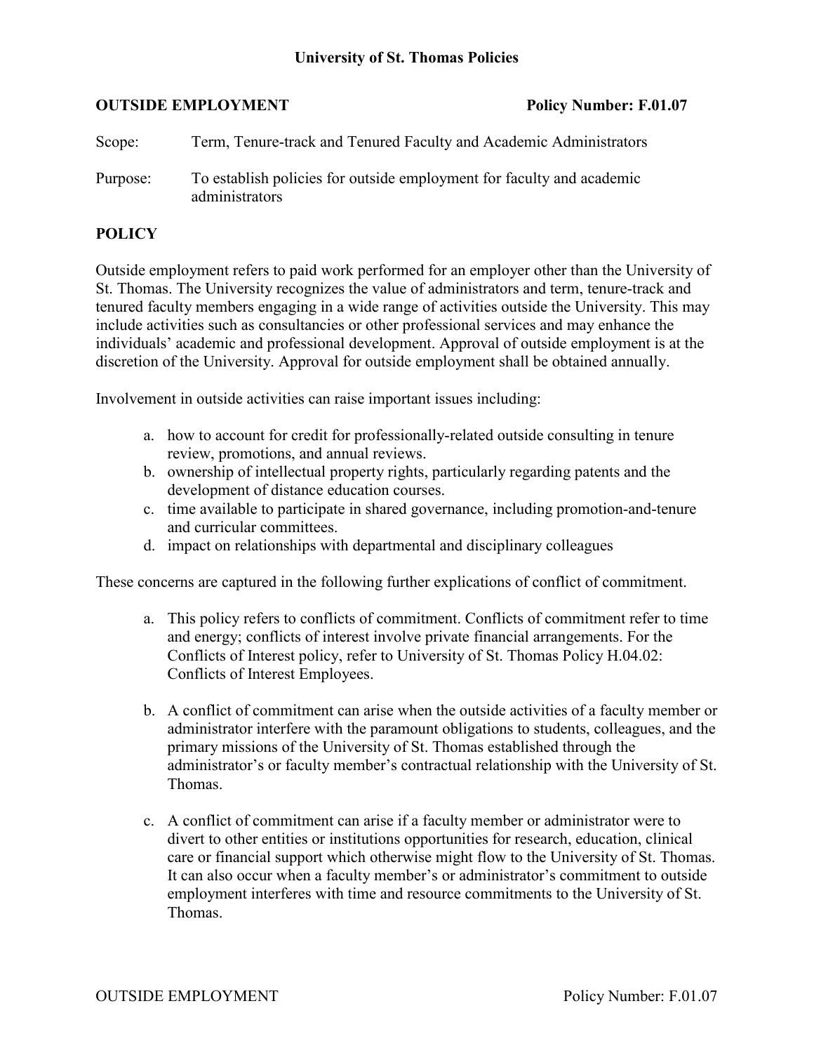**University of St. Thomas Policies**

**OUTSIDE EMPLOYMENT** **Policy Number: F.01.07**

Scope: Term, Tenure-track and Tenured Faculty and Academic Administrators

Purpose: To establish policies for outside employment for faculty and academic administrators

## POLICY

Outside employment refers to paid work performed for an employer other than the University of St. Thomas. The University recognizes the value of administrators and term, tenure-track and tenured faculty members engaging in a wide range of activities outside the University. This may include activities such as consultancies or other professional services and may enhance the individuals' academic and professional development. Approval of outside employment is at the discretion of the University. Approval for outside employment shall be obtained annually.

Involvement in outside activities can raise important issues including:

a. how to account for credit for professionally-related outside consulting in tenure review, promotions, and annual reviews.
b. ownership of intellectual property rights, particularly regarding patents and the development of distance education courses.
c. time available to participate in shared governance, including promotion-and-tenure and curricular committees.
d. impact on relationships with departmental and disciplinary colleagues

These concerns are captured in the following further explications of conflict of commitment.

a. This policy refers to conflicts of commitment. Conflicts of commitment refer to time and energy; conflicts of interest involve private financial arrangements. For the Conflicts of Interest policy, refer to University of St. Thomas Policy H.04.02: Conflicts of Interest Employees.

b. A conflict of commitment can arise when the outside activities of a faculty member or administrator interfere with the paramount obligations to students, colleagues, and the primary missions of the University of St. Thomas established through the administrator's or faculty member's contractual relationship with the University of St. Thomas.

c. A conflict of commitment can arise if a faculty member or administrator were to divert to other entities or institutions opportunities for research, education, clinical care or financial support which otherwise might flow to the University of St. Thomas. It can also occur when a faculty member's or administrator's commitment to outside employment interferes with time and resource commitments to the University of St. Thomas.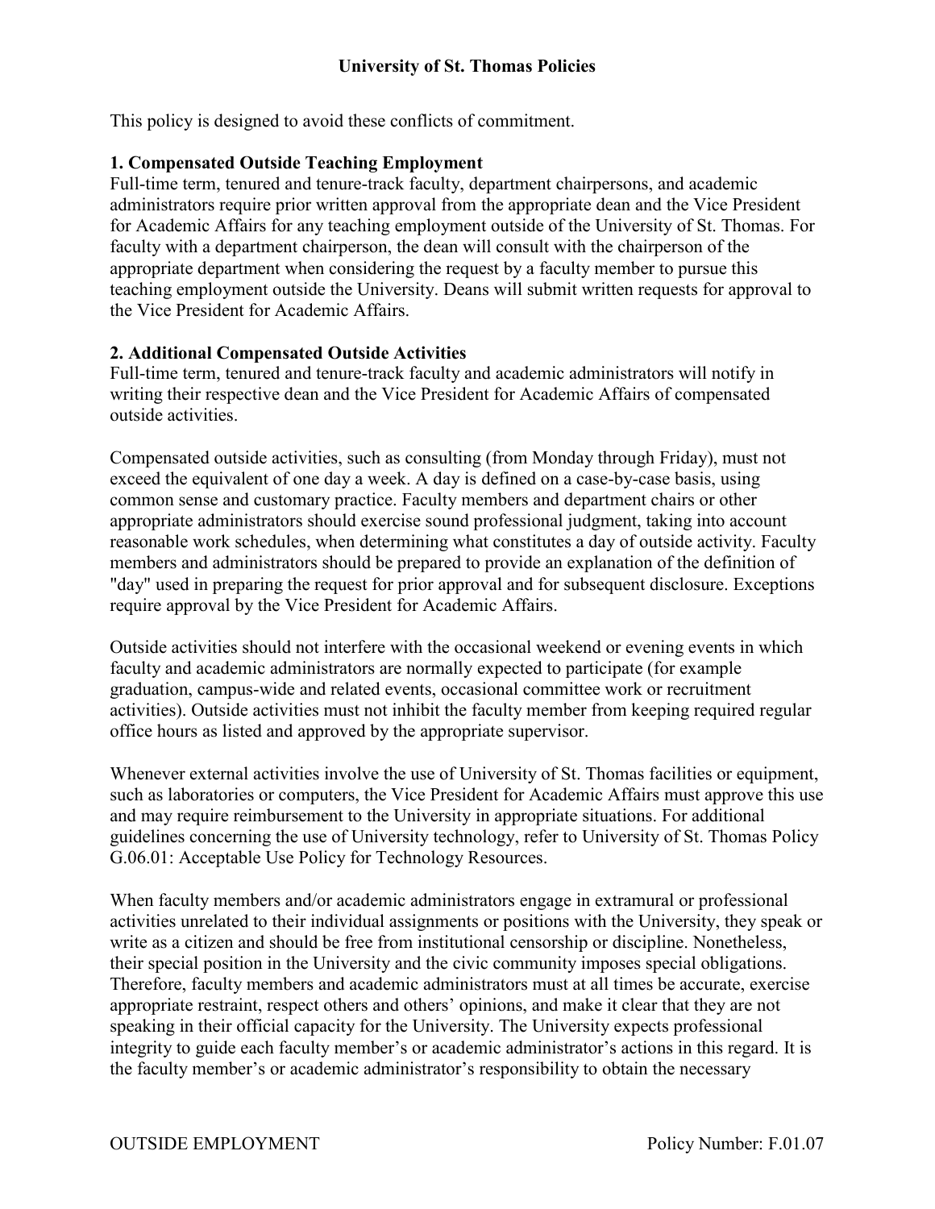This policy is designed to avoid these conflicts of commitment.

**1. Compensated Outside Teaching Employment**
Full-time term, tenured and tenure-track faculty, department chairpersons, and academic administrators require prior written approval from the appropriate dean and the Vice President for Academic Affairs for any teaching employment outside of the University of St. Thomas. For faculty with a department chairperson, the dean will consult with the chairperson of the appropriate department when considering the request by a faculty member to pursue this teaching employment outside the University. Deans will submit written requests for approval to the Vice President for Academic Affairs.

**2. Additional Compensated Outside Activities**
Full-time term, tenured and tenure-track faculty and academic administrators will notify in writing their respective dean and the Vice President for Academic Affairs of compensated outside activities.

Compensated outside activities, such as consulting (from Monday through Friday), must not exceed the equivalent of one day a week. A day is defined on a case-by-case basis, using common sense and customary practice. Faculty members and department chairs or other appropriate administrators should exercise sound professional judgment, taking into account reasonable work schedules, when determining what constitutes a day of outside activity. Faculty members and administrators should be prepared to provide an explanation of the definition of "day" used in preparing the request for prior approval and for subsequent disclosure. Exceptions require approval by the Vice President for Academic Affairs.

Outside activities should not interfere with the occasional weekend or evening events in which faculty and academic administrators are normally expected to participate (for example graduation, campus-wide and related events, occasional committee work or recruitment activities). Outside activities must not inhibit the faculty member from keeping required regular office hours as listed and approved by the appropriate supervisor.

Whenever external activities involve the use of University of St. Thomas facilities or equipment, such as laboratories or computers, the Vice President for Academic Affairs must approve this use and may require reimbursement to the University in appropriate situations. For additional guidelines concerning the use of University technology, refer to University of St. Thomas Policy G.06.01: Acceptable Use Policy for Technology Resources.

When faculty members and/or academic administrators engage in extramural or professional activities unrelated to their individual assignments or positions with the University, they speak or write as a citizen and should be free from institutional censorship or discipline. Nonetheless, their special position in the University and the civic community imposes special obligations. Therefore, faculty members and academic administrators must at all times be accurate, exercise appropriate restraint, respect others and others' opinions, and make it clear that they are not speaking in their official capacity for the University. The University expects professional integrity to guide each faculty member's or academic administrator's actions in this regard. It is the faculty member's or academic administrator's responsibility to obtain the necessary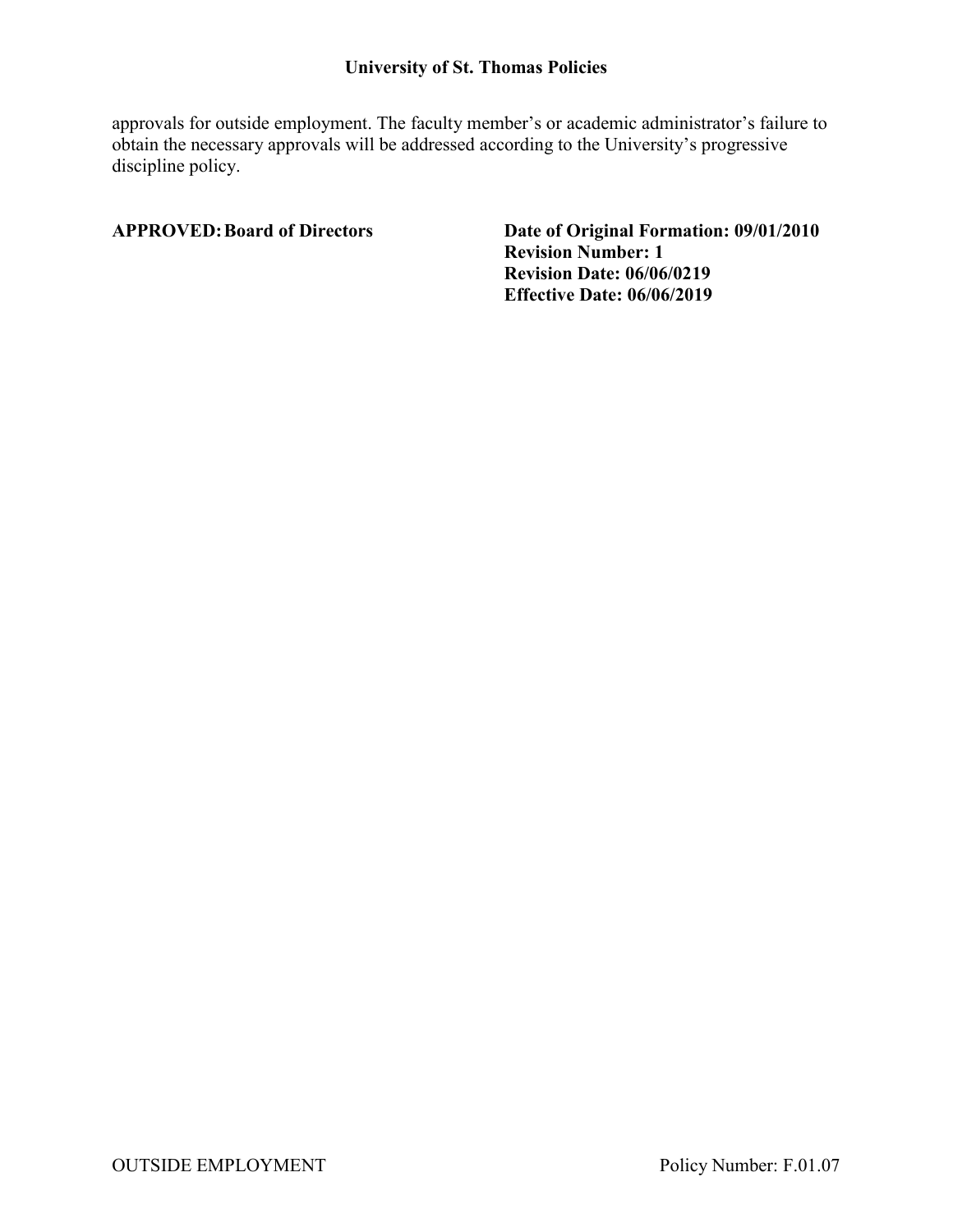approvals for outside employment. The faculty member's or academic administrator's failure to obtain the necessary approvals will be addressed according to the University's progressive discipline policy.

**APPROVED: Board of Directors**

**Date of Original Formation: 09/01/2010**
**Revision Number: 1**
**Revision Date: 06/06/0219**
**Effective Date: 06/06/2019**